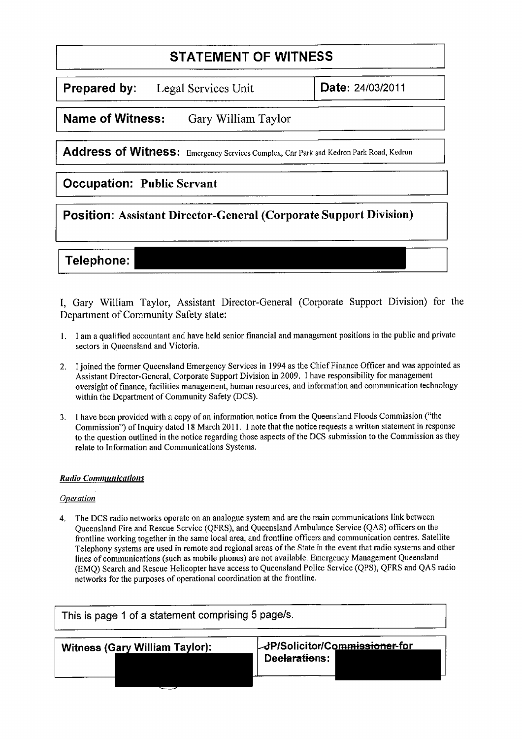# STATEMENT OF WITNESS

**Prepared by:** Legal Services Unit

**Date:** 24/03/2011

**Name of Witness:** Gary William Taylor

**Address of Witness:** Emergency Services Complex, Cnr Park and Kedron Park Road, Kedron

**Occupation:** Public Servant

**Position:** Assistant Director-General (Corporate Support Division)

**Telephone:**

I, Gary William Taylor, Assistant Director-General (Corporate Support Division) for the Department of Community Safety state:

1. I am a qualified accountant and have held senior financial and management positions in the public and private sectors in Queensland and Victoria.

2. I joined the former Queensland Emergency Services in 1994 as the Chief Finance Officer and was appointed as Assistant Director-General, Corporate Support Division in 2009. I have responsibility for management oversight of finance, facilities management, human resources, and information and communication technology within the Department of Community Safety (DCS).

3. I have been provided with a copy of an information notice from the Queensland Floods Commission ("the Commission") of Inquiry dated 18 March 2011. I note that the notice requests a written statement in response to the question outlined in the notice regarding those aspects of the DCS submission to the Commission as they relate to Information and Communications Systems.

***Radio Communications***

*Operation*

4. The DCS radio networks operate on an analogue system and are the main communications link between Queensland Fire and Rescue Service (QFRS), and Queensland Ambulance Service (QAS) officers on the frontline working together in the same local area, and frontline officers and communication centres. Satellite Telephony systems are used in remote and regional areas of the State in the event that radio systems and other lines of communications (such as mobile phones) are not available. Emergency Management Queensland (EMQ) Search and Rescue Helicopter have access to Queensland Police Service (QPS), QFRS and QAS radio networks for the purposes of operational coordination at the frontline.

**Witness (Gary William Taylor):**

**JP/Solicitor/~~Commissioner for Declarations~~:**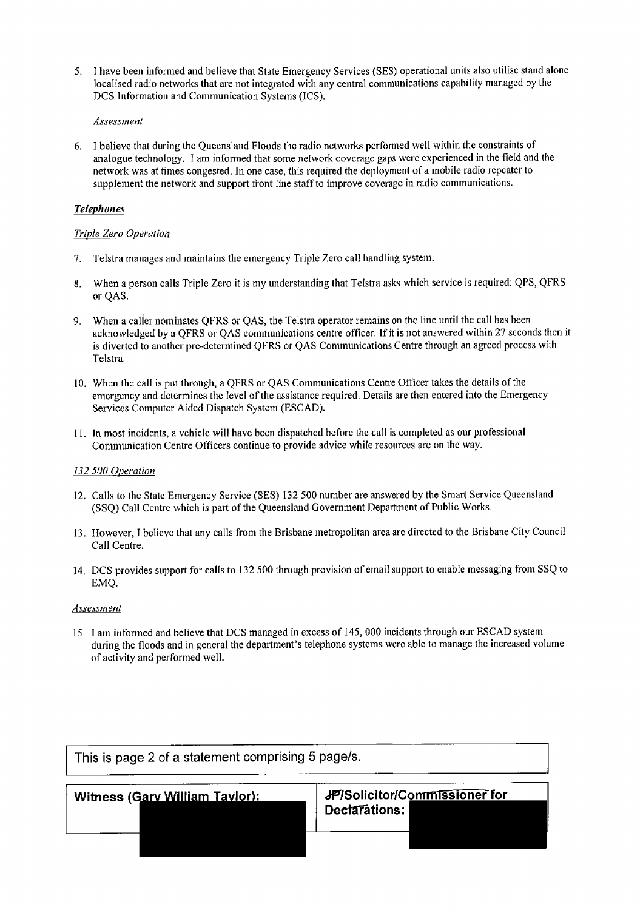5. I have been informed and believe that State Emergency Services (SES) operational units also utilise stand alone localised radio networks that are not integrated with any central communications capability managed by the DCS Information and Communication Systems (ICS).

*Assessment*

6. I believe that during the Queensland Floods the radio networks performed well within the constraints of analogue technology. I am informed that some network coverage gaps were experienced in the field and the network was at times congested. In one case, this required the deployment of a mobile radio repeater to supplement the network and support front line staff to improve coverage in radio communications.

***Telephones***

*Triple Zero Operation*

7. Telstra manages and maintains the emergency Triple Zero call handling system.

8. When a person calls Triple Zero it is my understanding that Telstra asks which service is required: QPS, QFRS or QAS.

9. When a caller nominates QFRS or QAS, the Telstra operator remains on the line until the call has been acknowledged by a QFRS or QAS communications centre officer. If it is not answered within 27 seconds then it is diverted to another pre-determined QFRS or QAS Communications Centre through an agreed process with Telstra.

10. When the call is put through, a QFRS or QAS Communications Centre Officer takes the details of the emergency and determines the level of the assistance required. Details are then entered into the Emergency Services Computer Aided Dispatch System (ESCAD).

11. In most incidents, a vehicle will have been dispatched before the call is completed as our professional Communication Centre Officers continue to provide advice while resources are on the way.

*132 500 Operation*

12. Calls to the State Emergency Service (SES) 132 500 number are answered by the Smart Service Queensland (SSQ) Call Centre which is part of the Queensland Government Department of Public Works.

13. However, I believe that any calls from the Brisbane metropolitan area are directed to the Brisbane City Council Call Centre.

14. DCS provides support for calls to 132 500 through provision of email support to enable messaging from SSQ to EMQ.

*Assessment*

15. I am informed and believe that DCS managed in excess of 145, 000 incidents through our ESCAD system during the floods and in general the department's telephone systems were able to manage the increased volume of activity and performed well.

| Witness (Gary William Taylor): | JP/Solicitor/Commissioner for Declarations: |
|---|---|
| | |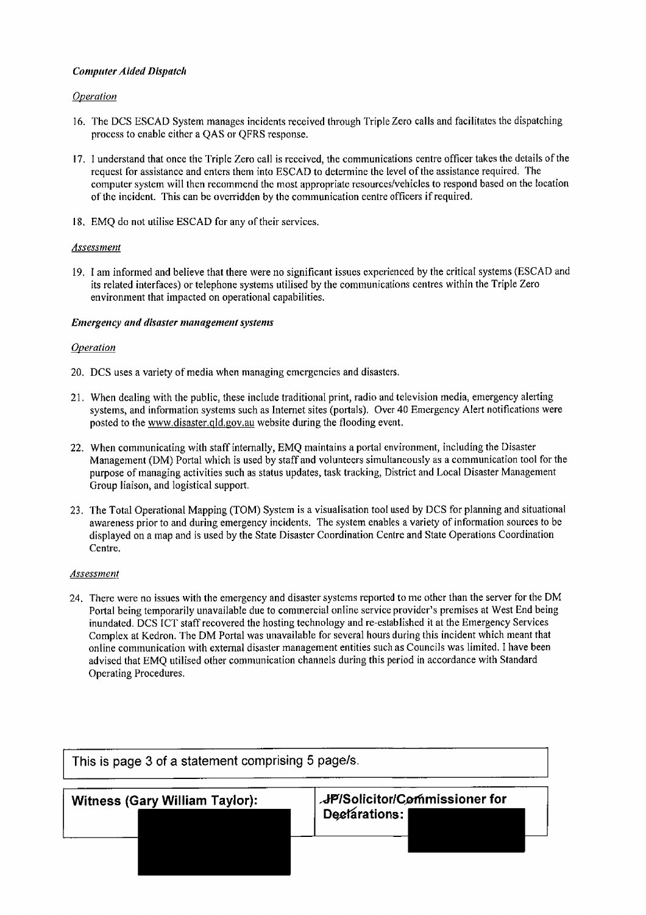***Computer Aided Dispatch***

*Operation*

16. The DCS ESCAD System manages incidents received through Triple Zero calls and facilitates the dispatching process to enable either a QAS or QFRS response.

17. I understand that once the Triple Zero call is received, the communications centre officer takes the details of the request for assistance and enters them into ESCAD to determine the level of the assistance required. The computer system will then recommend the most appropriate resources/vehicles to respond based on the location of the incident. This can be overridden by the communication centre officers if required.

18. EMQ do not utilise ESCAD for any of their services.

*Assessment*

19. I am informed and believe that there were no significant issues experienced by the critical systems (ESCAD and its related interfaces) or telephone systems utilised by the communications centres within the Triple Zero environment that impacted on operational capabilities.

***Emergency and disaster management systems***

*Operation*

20. DCS uses a variety of media when managing emergencies and disasters.

21. When dealing with the public, these include traditional print, radio and television media, emergency alerting systems, and information systems such as Internet sites (portals). Over 40 Emergency Alert notifications were posted to the www.disaster.qld.gov.au website during the flooding event.

22. When communicating with staff internally, EMQ maintains a portal environment, including the Disaster Management (DM) Portal which is used by staff and volunteers simultaneously as a communication tool for the purpose of managing activities such as status updates, task tracking, District and Local Disaster Management Group liaison, and logistical support.

23. The Total Operational Mapping (TOM) System is a visualisation tool used by DCS for planning and situational awareness prior to and during emergency incidents. The system enables a variety of information sources to be displayed on a map and is used by the State Disaster Coordination Centre and State Operations Coordination Centre.

*Assessment*

24. There were no issues with the emergency and disaster systems reported to me other than the server for the DM Portal being temporarily unavailable due to commercial online service provider's premises at West End being inundated. DCS ICT staff recovered the hosting technology and re-established it at the Emergency Services Complex at Kedron. The DM Portal was unavailable for several hours during this incident which meant that online communication with external disaster management entities such as Councils was limited. I have been advised that EMQ utilised other communication channels during this period in accordance with Standard Operating Procedures.

| Witness (Gary William Taylor): | JP/Solicitor/Commissioner for Declarations: |
|---|---|
| | |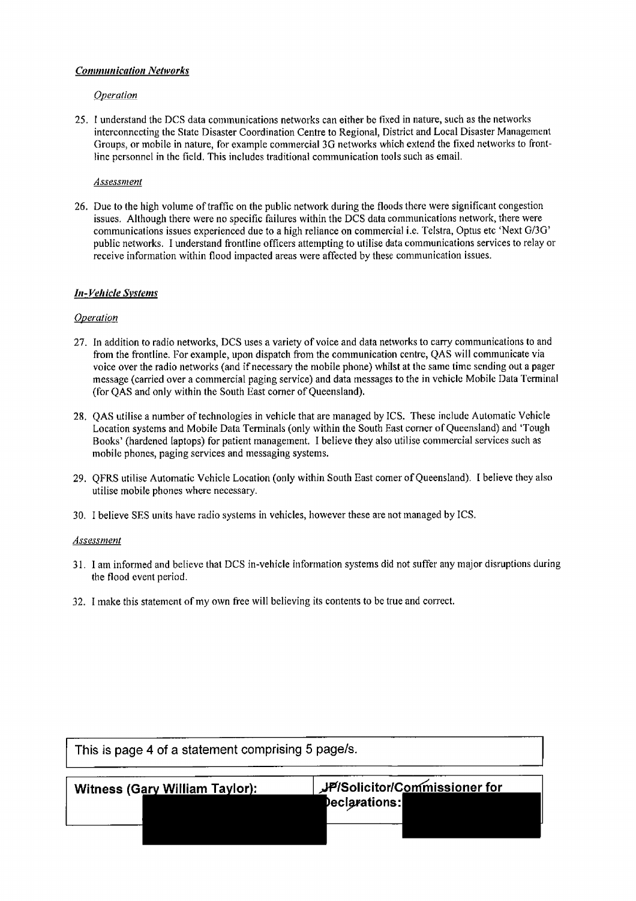***Communication Networks***

*Operation*

25. I understand the DCS data communications networks can either be fixed in nature, such as the networks interconnecting the State Disaster Coordination Centre to Regional, District and Local Disaster Management Groups, or mobile in nature, for example commercial 3G networks which extend the fixed networks to front-line personnel in the field. This includes traditional communication tools such as email.

*Assessment*

26. Due to the high volume of traffic on the public network during the floods there were significant congestion issues. Although there were no specific failures within the DCS data communications network, there were communications issues experienced due to a high reliance on commercial i.e. Telstra, Optus etc 'Next G/3G' public networks. I understand frontline officers attempting to utilise data communications services to relay or receive information within flood impacted areas were affected by these communication issues.

***In-Vehicle Systems***

*Operation*

27. In addition to radio networks, DCS uses a variety of voice and data networks to carry communications to and from the frontline. For example, upon dispatch from the communication centre, QAS will communicate via voice over the radio networks (and if necessary the mobile phone) whilst at the same time sending out a pager message (carried over a commercial paging service) and data messages to the in vehicle Mobile Data Terminal (for QAS and only within the South East corner of Queensland).

28. QAS utilise a number of technologies in vehicle that are managed by ICS. These include Automatic Vehicle Location systems and Mobile Data Terminals (only within the South East corner of Queensland) and 'Tough Books' (hardened laptops) for patient management. I believe they also utilise commercial services such as mobile phones, paging services and messaging systems.

29. QFRS utilise Automatic Vehicle Location (only within South East corner of Queensland). I believe they also utilise mobile phones where necessary.

30. I believe SES units have radio systems in vehicles, however these are not managed by ICS.

*Assessment*

31. I am informed and believe that DCS in-vehicle information systems did not suffer any major disruptions during the flood event period.

32. I make this statement of my own free will believing its contents to be true and correct.

| Witness (Gary William Taylor): | JP/Solicitor/Commissioner for Declarations: |
|---|---|
| | |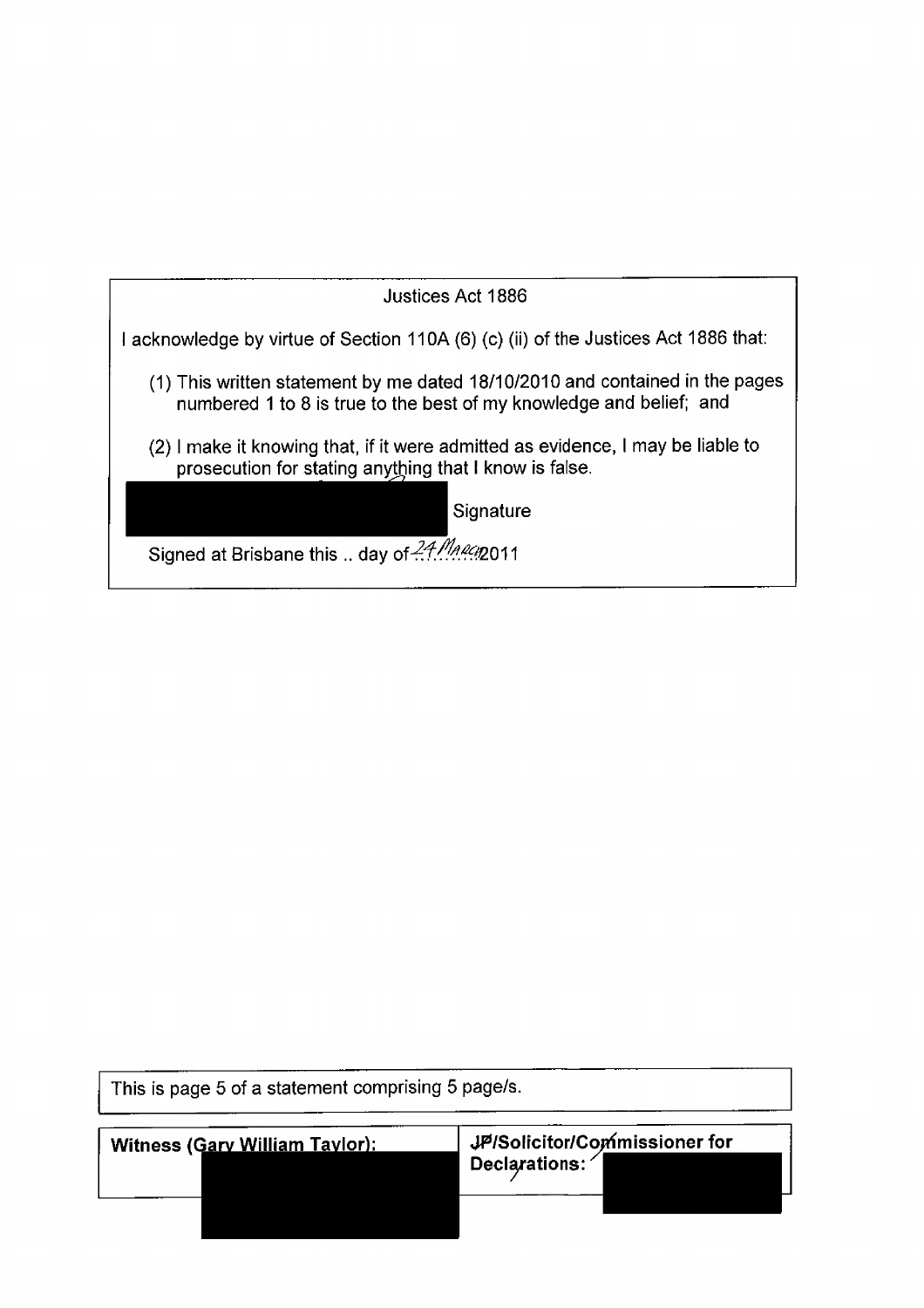Justices Act 1886

I acknowledge by virtue of Section 110A (6) (c) (ii) of the Justices Act 1886 that:

(1) This written statement by me dated 18/10/2010 and contained in the pages numbered 1 to 8 is true to the best of my knowledge and belief; and

(2) I make it knowing that, if it were admitted as evidence, I may be liable to prosecution for stating anything that I know is false.

Signature

Signed at Brisbane this .. day of 24 March 2011

This is page 5 of a statement comprising 5 page/s.

| | |
|---|---|
| **Witness (Gary William Taylor):** | **JP/Solicitor/Commissioner for Declarations:** |